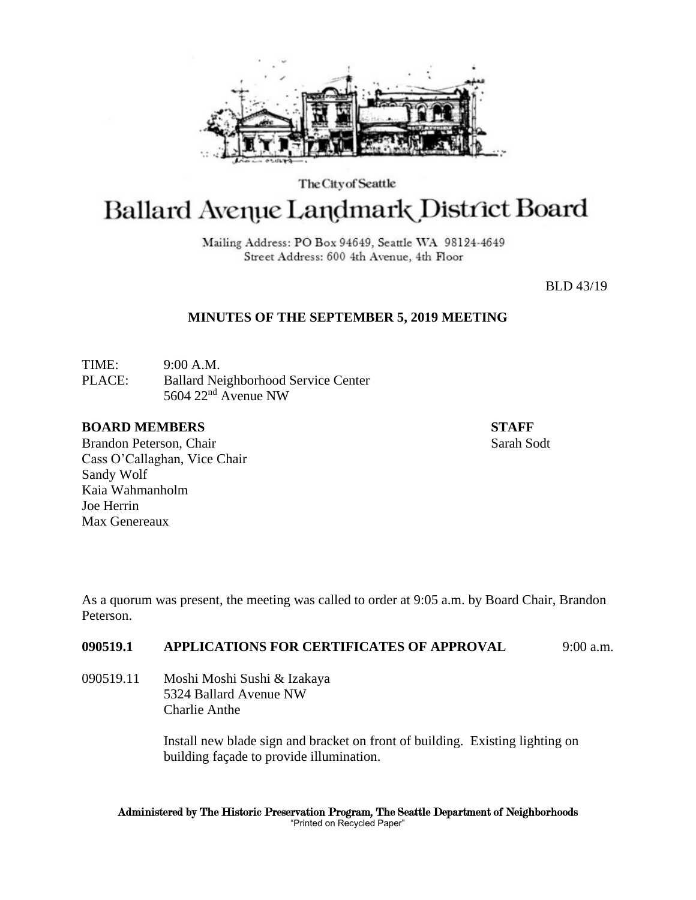The City of Seattle

# Ballard Avenue Landmark District Board

Mailing Address: PO Box 94649, Seattle WA 98124-4649
Street Address: 600 4th Avenue, 4th Floor

BLD 43/19

## MINUTES OF THE SEPTEMBER 5, 2019 MEETING

TIME: 9:00 A.M.
PLACE: Ballard Neighborhood Service Center
5604 22nd Avenue NW

**BOARD MEMBERS**
Brandon Peterson, Chair
Cass O'Callaghan, Vice Chair
Sandy Wolf
Kaia Wahmanholm
Joe Herrin
Max Genereaux

**STAFF**
Sarah Sodt

As a quorum was present, the meeting was called to order at 9:05 a.m. by Board Chair, Brandon Peterson.

**090519.1 APPLICATIONS FOR CERTIFICATES OF APPROVAL** 9:00 a.m.

090519.11 Moshi Moshi Sushi & Izakaya
5324 Ballard Avenue NW
Charlie Anthe

Install new blade sign and bracket on front of building. Existing lighting on building façade to provide illumination.

Administered by The Historic Preservation Program, The Seattle Department of Neighborhoods
"Printed on Recycled Paper"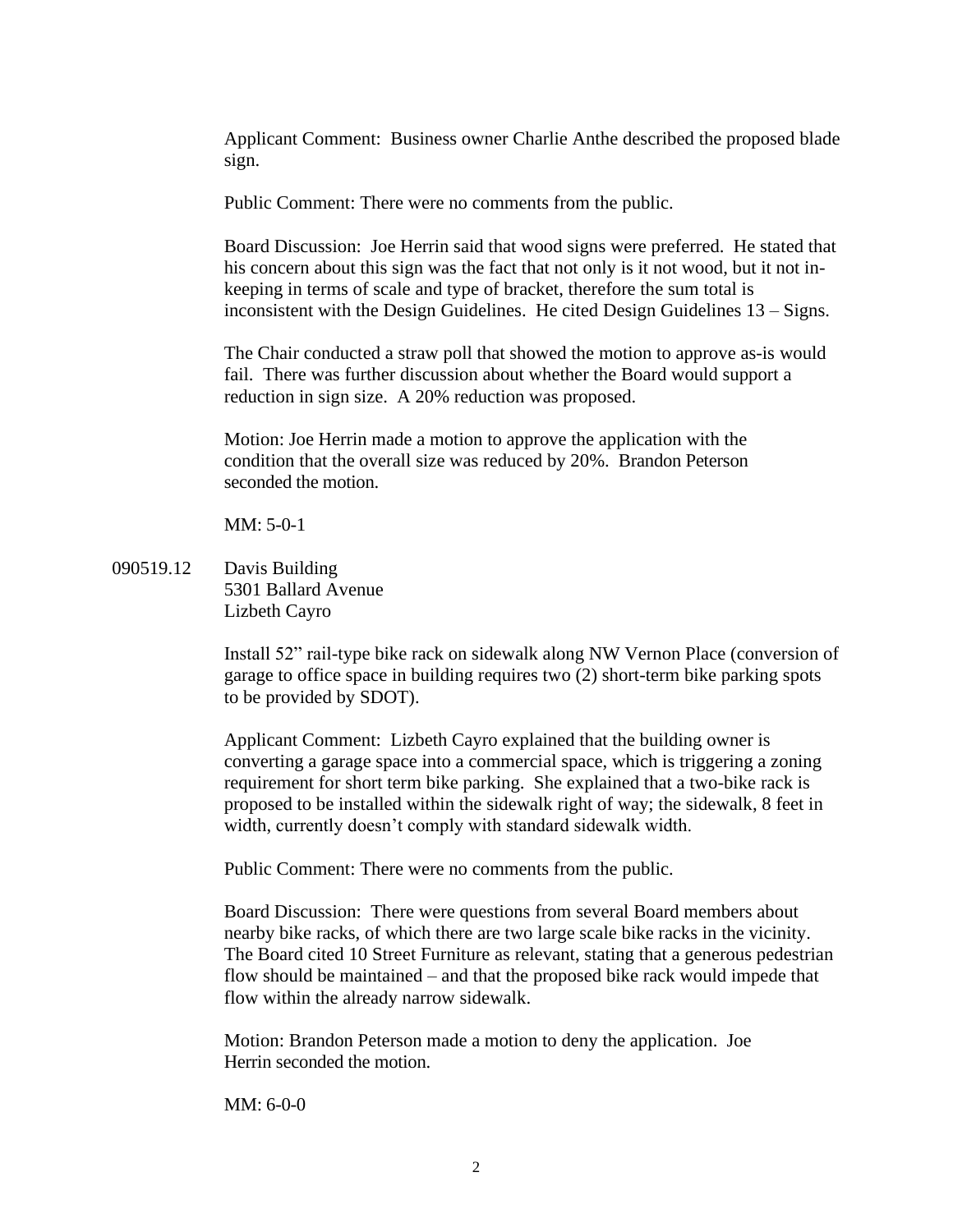Applicant Comment: Business owner Charlie Anthe described the proposed blade sign.

Public Comment: There were no comments from the public.

Board Discussion: Joe Herrin said that wood signs were preferred. He stated that his concern about this sign was the fact that not only is it not wood, but it not in-keeping in terms of scale and type of bracket, therefore the sum total is inconsistent with the Design Guidelines. He cited Design Guidelines 13 – Signs.

The Chair conducted a straw poll that showed the motion to approve as-is would fail. There was further discussion about whether the Board would support a reduction in sign size. A 20% reduction was proposed.

Motion: Joe Herrin made a motion to approve the application with the condition that the overall size was reduced by 20%. Brandon Peterson seconded the motion.

MM: 5-0-1

090519.12 Davis Building
5301 Ballard Avenue
Lizbeth Cayro

Install 52" rail-type bike rack on sidewalk along NW Vernon Place (conversion of garage to office space in building requires two (2) short-term bike parking spots to be provided by SDOT).

Applicant Comment: Lizbeth Cayro explained that the building owner is converting a garage space into a commercial space, which is triggering a zoning requirement for short term bike parking. She explained that a two-bike rack is proposed to be installed within the sidewalk right of way; the sidewalk, 8 feet in width, currently doesn't comply with standard sidewalk width.

Public Comment: There were no comments from the public.

Board Discussion: There were questions from several Board members about nearby bike racks, of which there are two large scale bike racks in the vicinity. The Board cited 10 Street Furniture as relevant, stating that a generous pedestrian flow should be maintained – and that the proposed bike rack would impede that flow within the already narrow sidewalk.

Motion: Brandon Peterson made a motion to deny the application. Joe Herrin seconded the motion.

MM: 6-0-0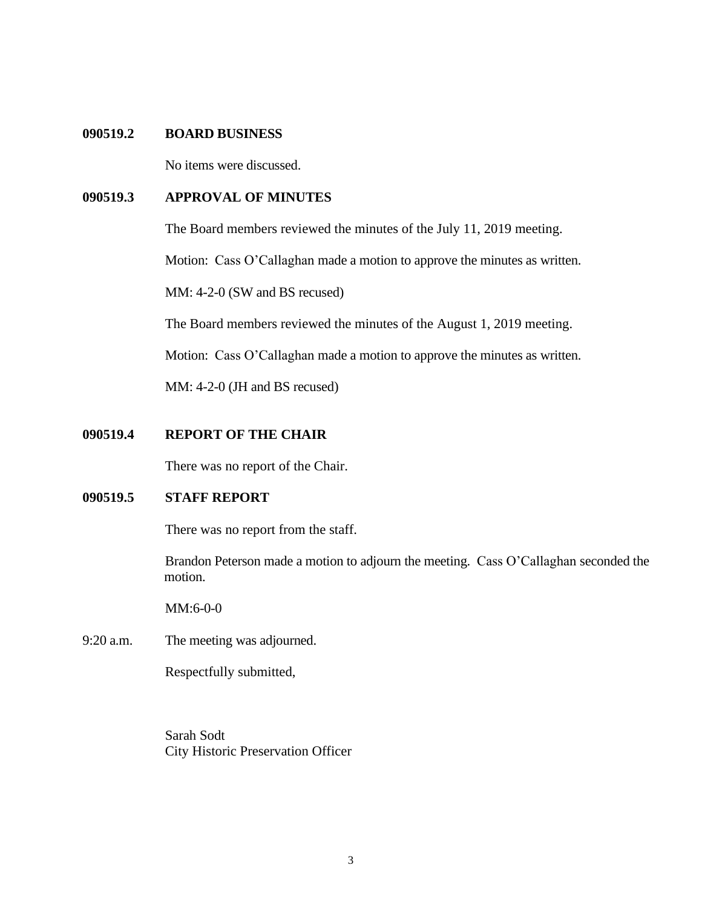**090519.2 BOARD BUSINESS**

No items were discussed.

**090519.3 APPROVAL OF MINUTES**

The Board members reviewed the minutes of the July 11, 2019 meeting.

Motion: Cass O'Callaghan made a motion to approve the minutes as written.

MM: 4-2-0 (SW and BS recused)

The Board members reviewed the minutes of the August 1, 2019 meeting.

Motion: Cass O'Callaghan made a motion to approve the minutes as written.

MM: 4-2-0 (JH and BS recused)

**090519.4 REPORT OF THE CHAIR**

There was no report of the Chair.

**090519.5 STAFF REPORT**

There was no report from the staff.

Brandon Peterson made a motion to adjourn the meeting. Cass O'Callaghan seconded the motion.

MM:6-0-0

9:20 a.m. The meeting was adjourned.

Respectfully submitted,

Sarah Sodt
City Historic Preservation Officer